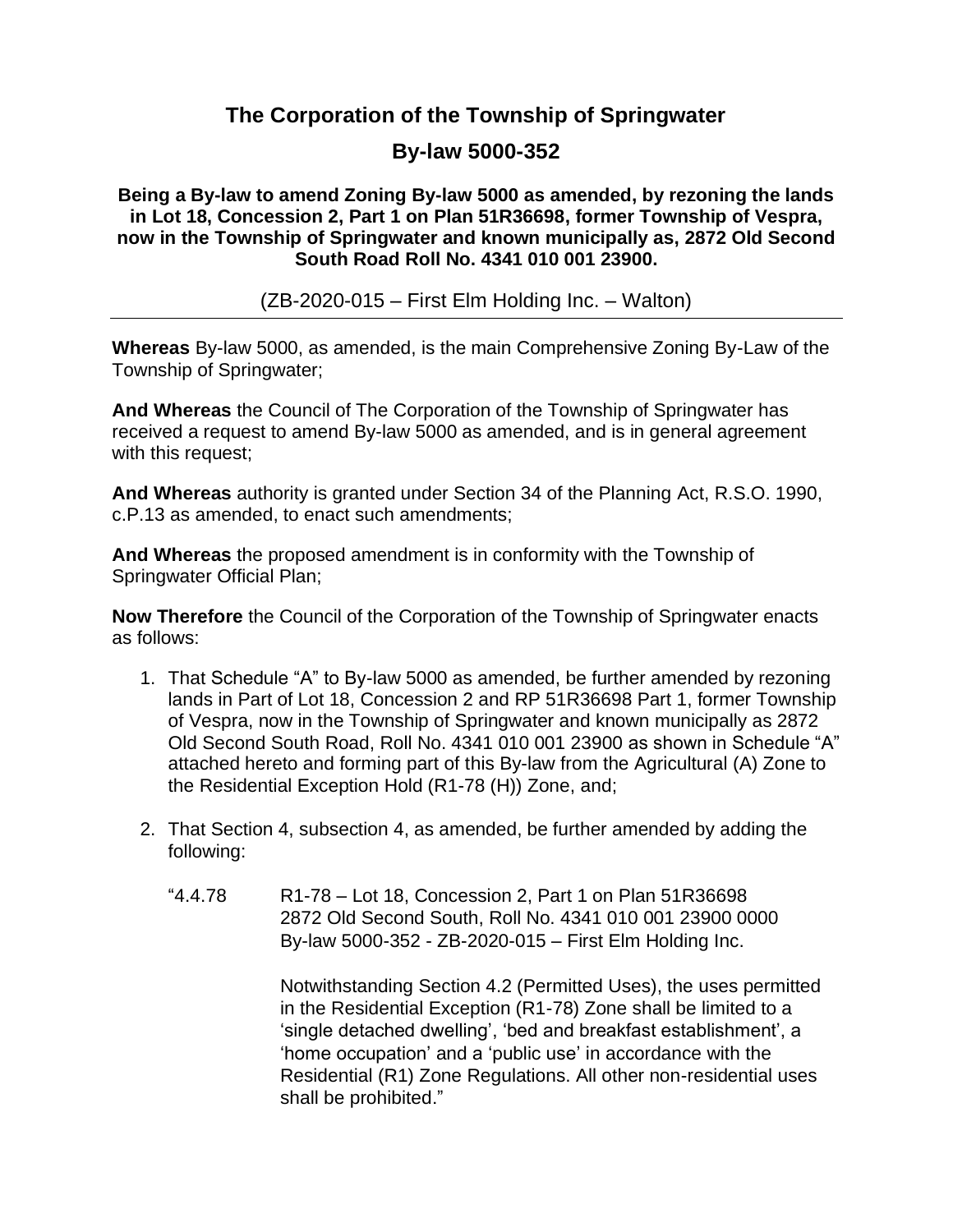# The Corporation of the Township of Springwater

## By-law 5000-352

**Being a By-law to amend Zoning By-law 5000 as amended, by rezoning the lands in Lot 18, Concession 2, Part 1 on Plan 51R36698, former Township of Vespra, now in the Township of Springwater and known municipally as, 2872 Old Second South Road Roll No. 4341 010 001 23900.**

(ZB-2020-015 – First Elm Holding Inc. – Walton)

---

**Whereas** By-law 5000, as amended, is the main Comprehensive Zoning By-Law of the Township of Springwater;

**And Whereas** the Council of The Corporation of the Township of Springwater has received a request to amend By-law 5000 as amended, and is in general agreement with this request;

**And Whereas** authority is granted under Section 34 of the Planning Act, R.S.O. 1990, c.P.13 as amended, to enact such amendments;

**And Whereas** the proposed amendment is in conformity with the Township of Springwater Official Plan;

**Now Therefore** the Council of the Corporation of the Township of Springwater enacts as follows:

1. That Schedule "A" to By-law 5000 as amended, be further amended by rezoning lands in Part of Lot 18, Concession 2 and RP 51R36698 Part 1, former Township of Vespra, now in the Township of Springwater and known municipally as 2872 Old Second South Road, Roll No. 4341 010 001 23900 as shown in Schedule "A" attached hereto and forming part of this By-law from the Agricultural (A) Zone to the Residential Exception Hold (R1-78 (H)) Zone, and;

2. That Section 4, subsection 4, as amended, be further amended by adding the following:

   "4.4.78 R1-78 – Lot 18, Concession 2, Part 1 on Plan 51R36698
   2872 Old Second South, Roll No. 4341 010 001 23900 0000
   By-law 5000-352 - ZB-2020-015 – First Elm Holding Inc.

   Notwithstanding Section 4.2 (Permitted Uses), the uses permitted in the Residential Exception (R1-78) Zone shall be limited to a 'single detached dwelling', 'bed and breakfast establishment', a 'home occupation' and a 'public use' in accordance with the Residential (R1) Zone Regulations. All other non-residential uses shall be prohibited."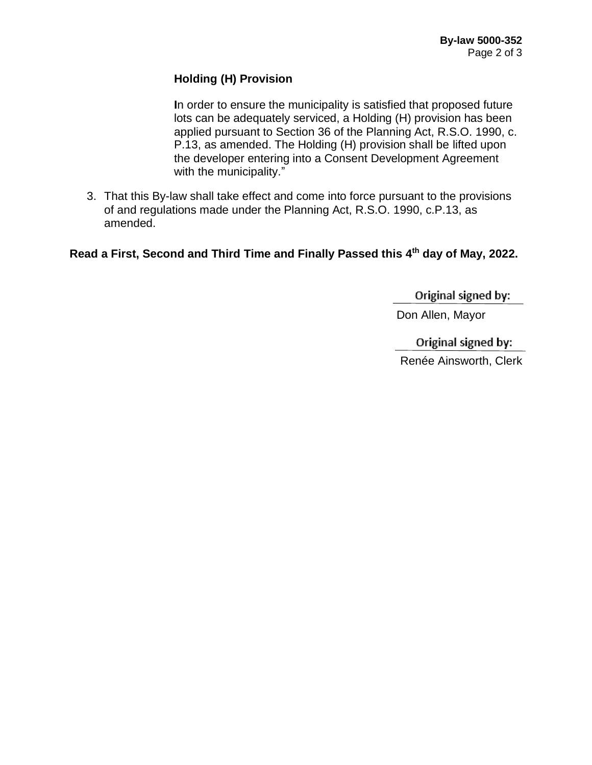**Holding (H) Provision**

In order to ensure the municipality is satisfied that proposed future lots can be adequately serviced, a Holding (H) provision has been applied pursuant to Section 36 of the Planning Act, R.S.O. 1990, c. P.13, as amended. The Holding (H) provision shall be lifted upon the developer entering into a Consent Development Agreement with the municipality."

3. That this By-law shall take effect and come into force pursuant to the provisions of and regulations made under the Planning Act, R.S.O. 1990, c.P.13, as amended.

**Read a First, Second and Third Time and Finally Passed this 4th day of May, 2022.**

Original signed by:

Don Allen, Mayor

Original signed by:

Renée Ainsworth, Clerk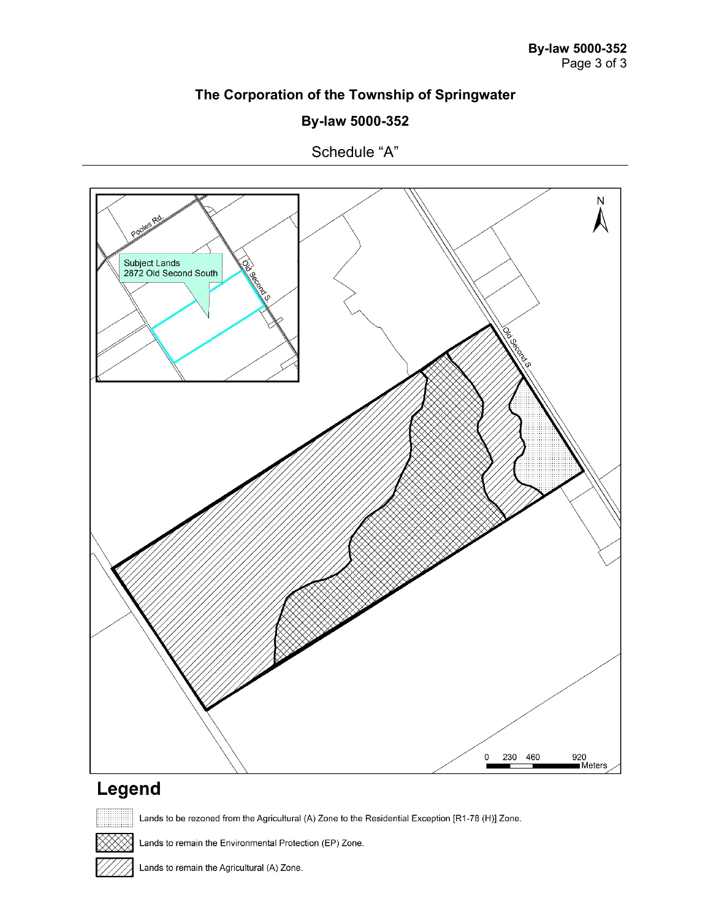**The Corporation of the Township of Springwater**

**By-law 5000-352**

Schedule "A"

Pooles Rd.

Subject Lands
2872 Old Second South

Old Second S.

Old Second S

N

0 230 460 920
Meters

## Legend

Lands to be rezoned from the Agricultural (A) Zone to the Residential Exception [R1-78 (H)] Zone.

Lands to remain the Environmental Protection (EP) Zone.

Lands to remain the Agricultural (A) Zone.